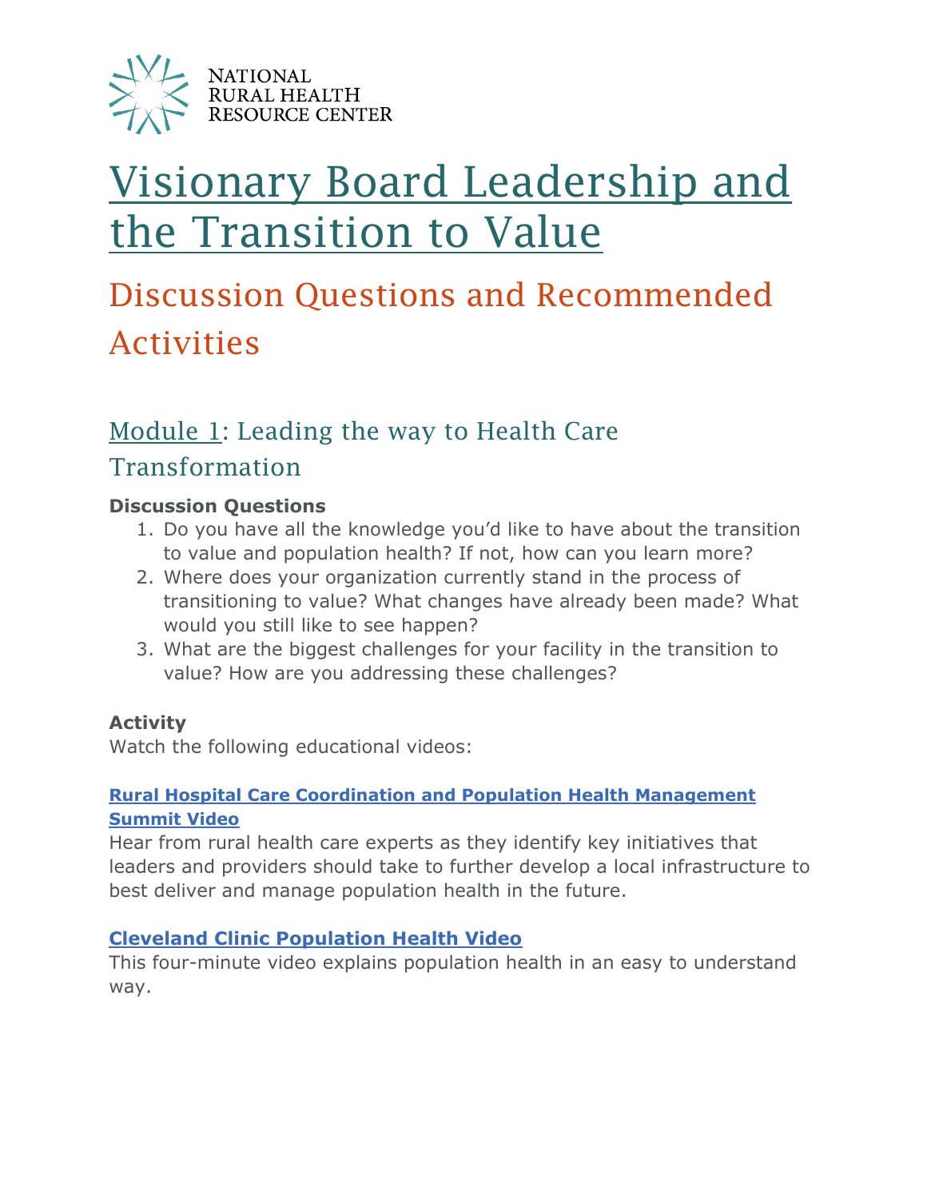NATIONAL RURAL HEALTH RESOURCE CENTER

# Visionary Board Leadership and the Transition to Value

## Discussion Questions and Recommended Activities

### Module 1: Leading the way to Health Care Transformation

**Discussion Questions**

1. Do you have all the knowledge you'd like to have about the transition to value and population health? If not, how can you learn more?
2. Where does your organization currently stand in the process of transitioning to value? What changes have already been made? What would you still like to see happen?
3. What are the biggest challenges for your facility in the transition to value? How are you addressing these challenges?

**Activity**

Watch the following educational videos:

**Rural Hospital Care Coordination and Population Health Management Summit Video**

Hear from rural health care experts as they identify key initiatives that leaders and providers should take to further develop a local infrastructure to best deliver and manage population health in the future.

**Cleveland Clinic Population Health Video**

This four-minute video explains population health in an easy to understand way.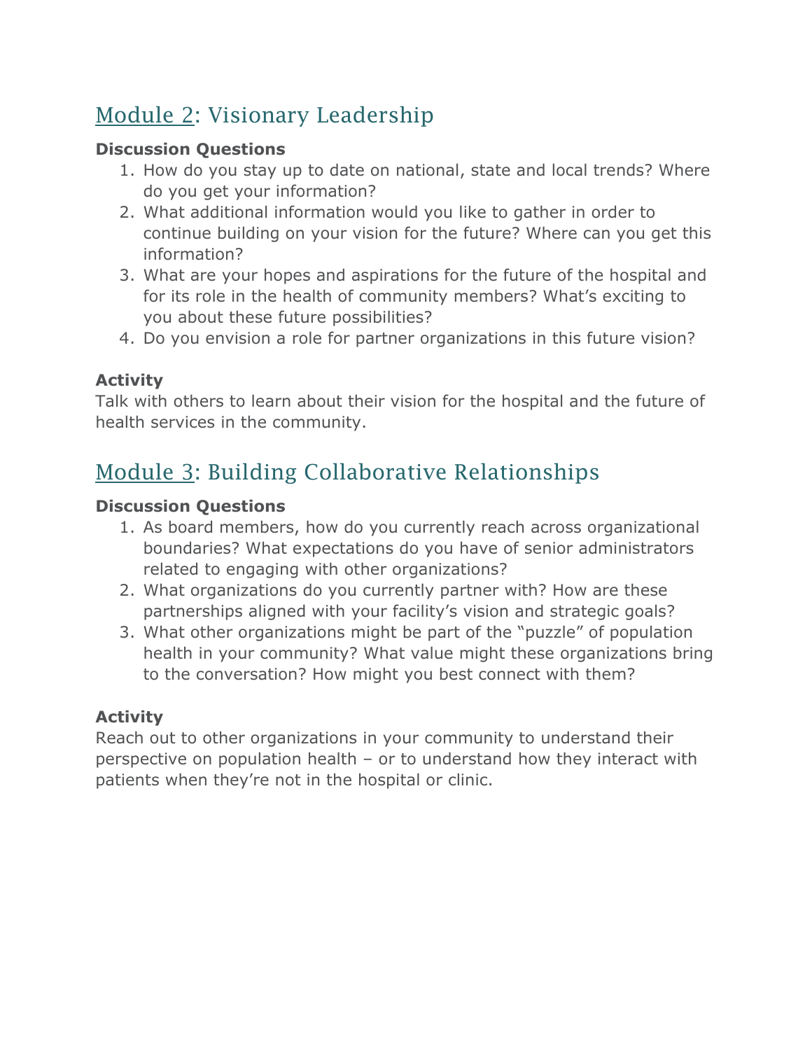## Module 2: Visionary Leadership

**Discussion Questions**

1. How do you stay up to date on national, state and local trends? Where do you get your information?
2. What additional information would you like to gather in order to continue building on your vision for the future? Where can you get this information?
3. What are your hopes and aspirations for the future of the hospital and for its role in the health of community members? What's exciting to you about these future possibilities?
4. Do you envision a role for partner organizations in this future vision?

**Activity**

Talk with others to learn about their vision for the hospital and the future of health services in the community.

## Module 3: Building Collaborative Relationships

**Discussion Questions**

1. As board members, how do you currently reach across organizational boundaries? What expectations do you have of senior administrators related to engaging with other organizations?
2. What organizations do you currently partner with? How are these partnerships aligned with your facility's vision and strategic goals?
3. What other organizations might be part of the "puzzle" of population health in your community? What value might these organizations bring to the conversation? How might you best connect with them?

**Activity**

Reach out to other organizations in your community to understand their perspective on population health – or to understand how they interact with patients when they're not in the hospital or clinic.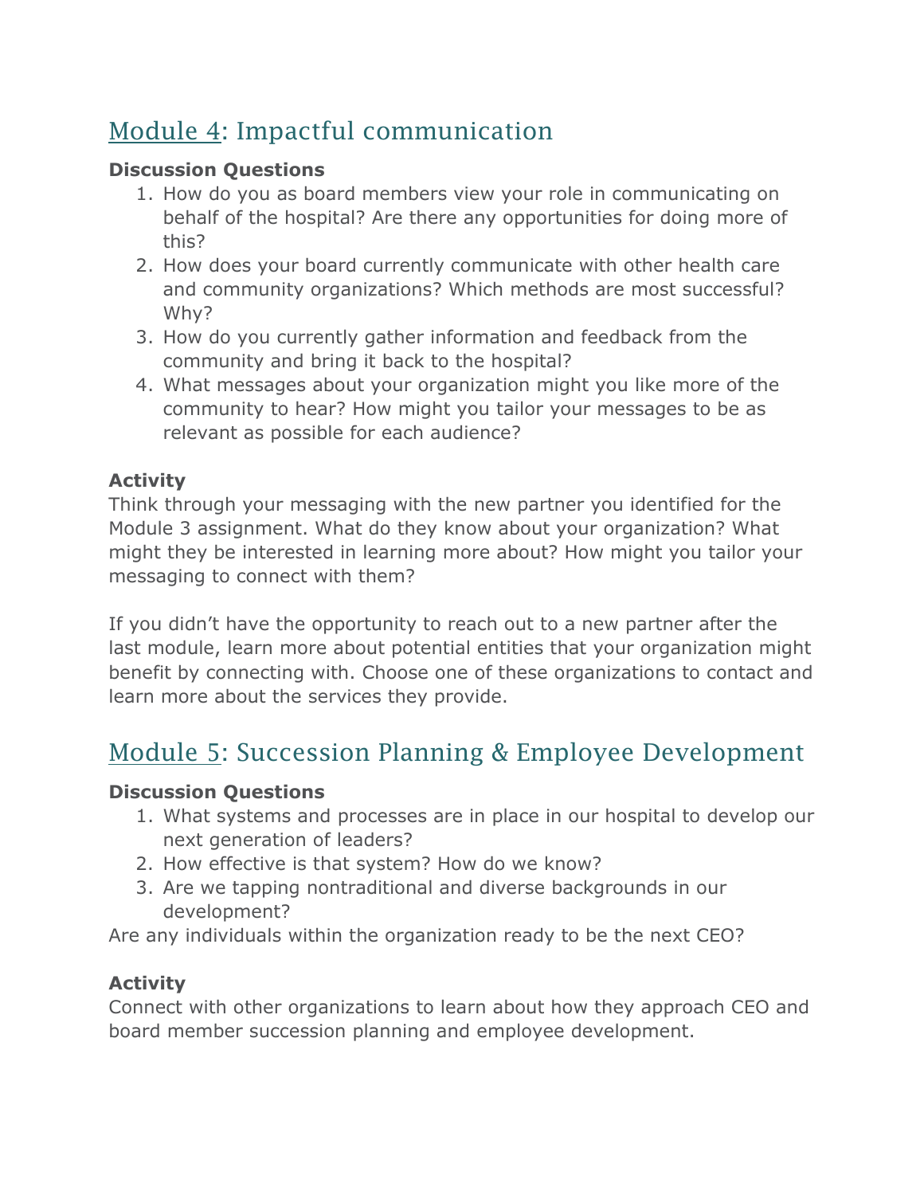## Module 4: Impactful communication

**Discussion Questions**

1. How do you as board members view your role in communicating on behalf of the hospital? Are there any opportunities for doing more of this?
2. How does your board currently communicate with other health care and community organizations? Which methods are most successful? Why?
3. How do you currently gather information and feedback from the community and bring it back to the hospital?
4. What messages about your organization might you like more of the community to hear? How might you tailor your messages to be as relevant as possible for each audience?

**Activity**

Think through your messaging with the new partner you identified for the Module 3 assignment. What do they know about your organization? What might they be interested in learning more about? How might you tailor your messaging to connect with them?

If you didn't have the opportunity to reach out to a new partner after the last module, learn more about potential entities that your organization might benefit by connecting with. Choose one of these organizations to contact and learn more about the services they provide.

## Module 5: Succession Planning & Employee Development

**Discussion Questions**

1. What systems and processes are in place in our hospital to develop our next generation of leaders?
2. How effective is that system? How do we know?
3. Are we tapping nontraditional and diverse backgrounds in our development?

Are any individuals within the organization ready to be the next CEO?

**Activity**

Connect with other organizations to learn about how they approach CEO and board member succession planning and employee development.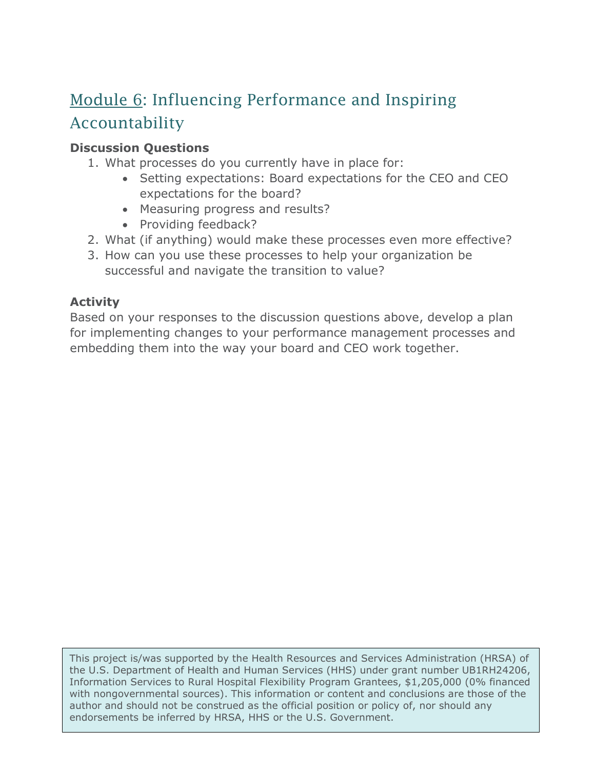## Module 6: Influencing Performance and Inspiring Accountability

**Discussion Questions**

1. What processes do you currently have in place for:
   - Setting expectations: Board expectations for the CEO and CEO expectations for the board?
   - Measuring progress and results?
   - Providing feedback?
2. What (if anything) would make these processes even more effective?
3. How can you use these processes to help your organization be successful and navigate the transition to value?

**Activity**

Based on your responses to the discussion questions above, develop a plan for implementing changes to your performance management processes and embedding them into the way your board and CEO work together.

This project is/was supported by the Health Resources and Services Administration (HRSA) of the U.S. Department of Health and Human Services (HHS) under grant number UB1RH24206, Information Services to Rural Hospital Flexibility Program Grantees, $1,205,000 (0% financed with nongovernmental sources). This information or content and conclusions are those of the author and should not be construed as the official position or policy of, nor should any endorsements be inferred by HRSA, HHS or the U.S. Government.